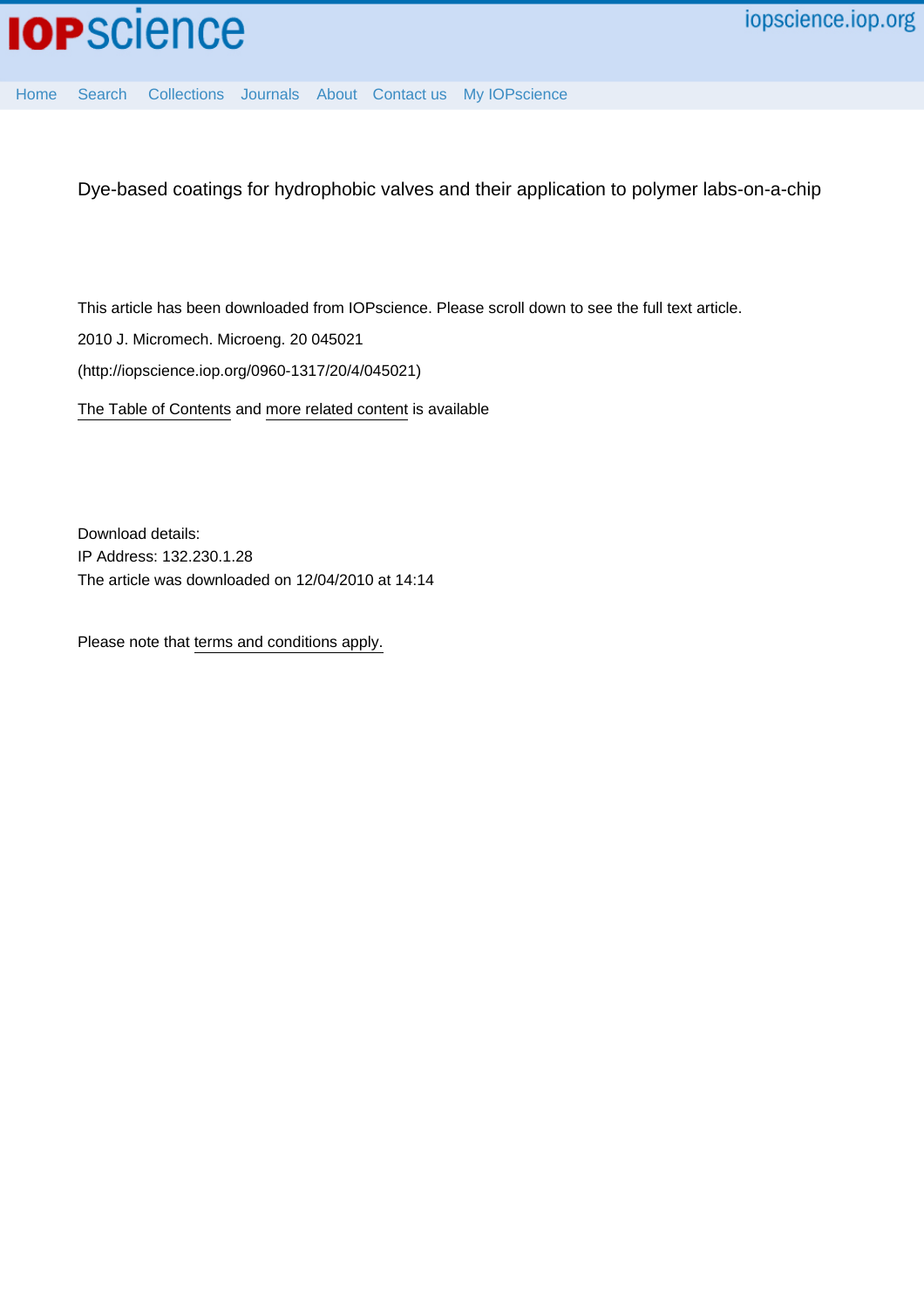Dye-based coatings for hydrophobic valves and their application to polymer labs-on-a-chip

This article has been downloaded from IOPscience. Please scroll down to see the full text article.

2010 J. Micromech. Microeng. 20 045021

(http://iopscience.iop.org/0960-1317/20/4/045021)

The Table of Contents and more related content is available

Download details:

IP Address: 132.230.1.28

The article was downloaded on 12/04/2010 at 14:14

Please note that terms and conditions apply.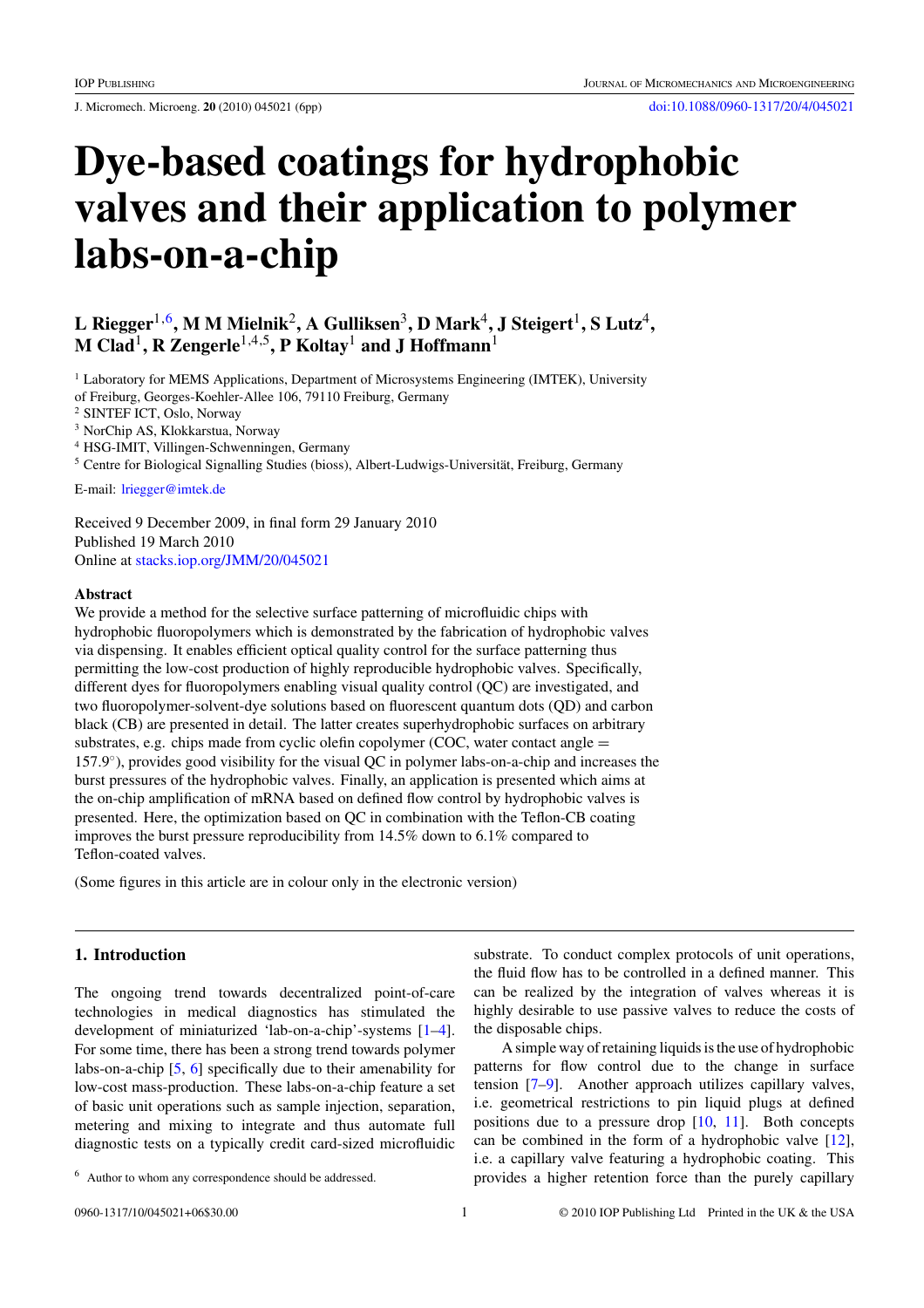# Dye-based coatings for hydrophobic valves and their application to polymer labs-on-a-chip

**L Riegger[1,6], M M Mielnik[2], A Gulliksen[3], D Mark[4], J Steigert[1], S Lutz[4], M Clad[1], R Zengerle[1,4,5], P Koltay[1] and J Hoffmann[1]**

[1] Laboratory for MEMS Applications, Department of Microsystems Engineering (IMTEK), University of Freiburg, Georges-Koehler-Allee 106, 79110 Freiburg, Germany
[2] SINTEF ICT, Oslo, Norway
[3] NorChip AS, Klokkarstua, Norway
[4] HSG-IMIT, Villingen-Schwenningen, Germany
[5] Centre for Biological Signalling Studies (bioss), Albert-Ludwigs-Universität, Freiburg, Germany

E-mail: lriegger@imtek.de

Received 9 December 2009, in final form 29 January 2010
Published 19 March 2010
Online at stacks.iop.org/JMM/20/045021

### Abstract

We provide a method for the selective surface patterning of microfluidic chips with hydrophobic fluoropolymers which is demonstrated by the fabrication of hydrophobic valves via dispensing. It enables efficient optical quality control for the surface patterning thus permitting the low-cost production of highly reproducible hydrophobic valves. Specifically, different dyes for fluoropolymers enabling visual quality control (QC) are investigated, and two fluoropolymer-solvent-dye solutions based on fluorescent quantum dots (QD) and carbon black (CB) are presented in detail. The latter creates superhydrophobic surfaces on arbitrary substrates, e.g. chips made from cyclic olefin copolymer (COC, water contact angle = 157.9°), provides good visibility for the visual QC in polymer labs-on-a-chip and increases the burst pressures of the hydrophobic valves. Finally, an application is presented which aims at the on-chip amplification of mRNA based on defined flow control by hydrophobic valves is presented. Here, the optimization based on QC in combination with the Teflon-CB coating improves the burst pressure reproducibility from 14.5% down to 6.1% compared to Teflon-coated valves.

(Some figures in this article are in colour only in the electronic version)

## 1. Introduction

The ongoing trend towards decentralized point-of-care technologies in medical diagnostics has stimulated the development of miniaturized 'lab-on-a-chip'-systems [1–4]. For some time, there has been a strong trend towards polymer labs-on-a-chip [5, 6] specifically due to their amenability for low-cost mass-production. These labs-on-a-chip feature a set of basic unit operations such as sample injection, separation, metering and mixing to integrate and thus automate full diagnostic tests on a typically credit card-sized microfluidic substrate. To conduct complex protocols of unit operations, the fluid flow has to be controlled in a defined manner. This can be realized by the integration of valves whereas it is highly desirable to use passive valves to reduce the costs of the disposable chips.

A simple way of retaining liquids is the use of hydrophobic patterns for flow control due to the change in surface tension [7–9]. Another approach utilizes capillary valves, i.e. geometrical restrictions to pin liquid plugs at defined positions due to a pressure drop [10, 11]. Both concepts can be combined in the form of a hydrophobic valve [12], i.e. a capillary valve featuring a hydrophobic coating. This provides a higher retention force than the purely capillary

[6] Author to whom any correspondence should be addressed.

0960-1317/10/045021+06$30.00 © 2010 IOP Publishing Ltd Printed in the UK & the USA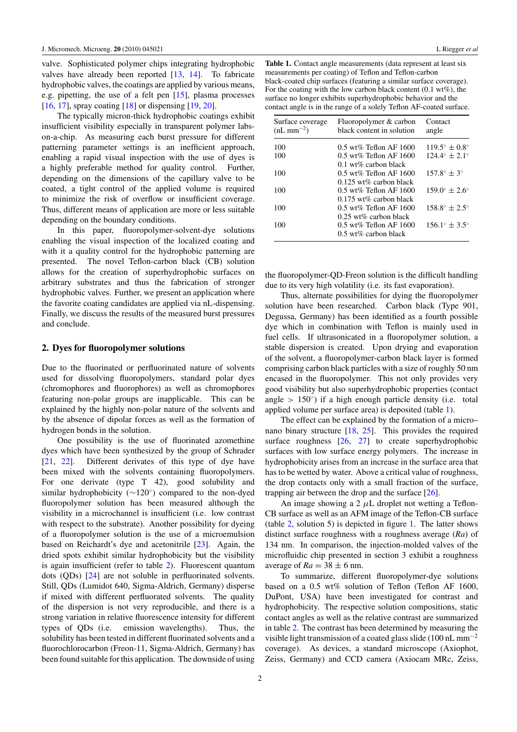valve. Sophisticated polymer chips integrating hydrophobic valves have already been reported [13, 14]. To fabricate hydrophobic valves, the coatings are applied by various means, e.g. pipetting, the use of a felt pen [15], plasma processes [16, 17], spray coating [18] or dispensing [19, 20].

The typically micron-thick hydrophobic coatings exhibit insufficient visibility especially in transparent polymer labs-on-a-chip. As measuring each burst pressure for different patterning parameter settings is an inefficient approach, enabling a rapid visual inspection with the use of dyes is a highly preferable method for quality control. Further, depending on the dimensions of the capillary valve to be coated, a tight control of the applied volume is required to minimize the risk of overflow or insufficient coverage. Thus, different means of application are more or less suitable depending on the boundary conditions.

In this paper, fluoropolymer-solvent-dye solutions enabling the visual inspection of the localized coating and with it a quality control for the hydrophobic patterning are presented. The novel Teflon-carbon black (CB) solution allows for the creation of superhydrophobic surfaces on arbitrary substrates and thus the fabrication of stronger hydrophobic valves. Further, we present an application where the favorite coating candidates are applied via nL-dispensing. Finally, we discuss the results of the measured burst pressures and conclude.

## 2. Dyes for fluoropolymer solutions

Due to the fluorinated or perfluorinated nature of solvents used for dissolving fluoropolymers, standard polar dyes (chromophores and fluorophores) as well as chromophores featuring non-polar groups are inapplicable. This can be explained by the highly non-polar nature of the solvents and by the absence of dipolar forces as well as the formation of hydrogen bonds in the solution.

One possibility is the use of fluorinated azomethine dyes which have been synthesized by the group of Schrader [21, 22]. Different derivates of this type of dye have been mixed with the solvents containing fluoropolymers. For one derivate (type T 42), good solubility and similar hydrophobicity ($\sim 120^\circ$) compared to the non-dyed fluoropolymer solution has been measured although the visibility in a microchannel is insufficient (i.e. low contrast with respect to the substrate). Another possibility for dyeing of a fluoropolymer solution is the use of a microemulsion based on Reichardt's dye and acetonitrile [23]. Again, the dried spots exhibit similar hydrophobicity but the visibility is again insufficient (refer to table 2). Fluorescent quantum dots (QDs) [24] are not soluble in perfluorinated solvents. Still, QDs (Lumidot 640, Sigma-Aldrich, Germany) disperse if mixed with different perfluorated solvents. The quality of the dispersion is not very reproducible, and there is a strong variation in relative fluorescence intensity for different types of QDs (i.e. emission wavelengths). Thus, the solubility has been tested in different fluorinated solvents and a fluorochlorocarbon (Freon-11, Sigma-Aldrich, Germany) has been found suitable for this application. The downside of using the fluoropolymer-QD-Freon solution is the difficult handling due to its very high volatility (i.e. its fast evaporation).

**Table 1.** Contact angle measurements (data represent at least six measurements per coating) of Teflon and Teflon-carbon black-coated chip surfaces (featuring a similar surface coverage). For the coating with the low carbon black content (0.1 wt%), the surface no longer exhibits superhydrophobic behavior and the contact angle is in the range of a solely Teflon AF-coated surface.

| Surface coverage (nL mm$^{-2}$) | Fluoropolymer & carbon black content in solution | Contact angle |
|---|---|---|
| 100 | 0.5 wt% Teflon AF 1600 | $119.5^\circ \pm 0.8^\circ$ |
| 100 | 0.5 wt% Teflon AF 1600<br>0.1 wt% carbon black | $124.4^\circ \pm 2.1^\circ$ |
| 100 | 0.5 wt% Teflon AF 1600<br>0.125 wt% carbon black | $157.8^\circ \pm 3^\circ$ |
| 100 | 0.5 wt% Teflon AF 1600<br>0.175 wt% carbon black | $159.0^\circ \pm 2.6^\circ$ |
| 100 | 0.5 wt% Teflon AF 1600<br>0.25 wt% carbon black | $158.8^\circ \pm 2.5^\circ$ |
| 100 | 0.5 wt% Teflon AF 1600<br>0.5 wt% carbon black | $156.1^\circ \pm 3.5^\circ$ |

Thus, alternate possibilities for dying the fluoropolymer solution have been researched. Carbon black (Type 901, Degussa, Germany) has been identified as a fourth possible dye which in combination with Teflon is mainly used in fuel cells. If ultrasonicated in a fluoropolymer solution, a stable dispersion is created. Upon drying and evaporation of the solvent, a fluoropolymer-carbon black layer is formed comprising carbon black particles with a size of roughly 50 nm encased in the fluoropolymer. This not only provides very good visibility but also superhydrophobic properties (contact angle $> 150^\circ$) if a high enough particle density (i.e. total applied volume per surface area) is deposited (table 1).

The effect can be explained by the formation of a micro–nano binary structure [18, 25]. This provides the required surface roughness [26, 27] to create superhydrophobic surfaces with low surface energy polymers. The increase in hydrophobicity arises from an increase in the surface area that has to be wetted by water. Above a critical value of roughness, the drop contacts only with a small fraction of the surface, trapping air between the drop and the surface [26].

An image showing a 2 $\mu$L droplet not wetting a Teflon-CB surface as well as an AFM image of the Teflon-CB surface (table 2, solution 5) is depicted in figure 1. The latter shows distinct surface roughness with a roughness average (*Ra*) of 134 nm. In comparison, the injection-molded valves of the microfluidic chip presented in section 3 exhibit a roughness average of $Ra = 38 \pm 6$ nm.

To summarize, different fluoropolymer-dye solutions based on a 0.5 wt% solution of Teflon (Teflon AF 1600, DuPont, USA) have been investigated for contrast and hydrophobicity. The respective solution compositions, static contact angles as well as the relative contrast are summarized in table 2. The contrast has been determined by measuring the visible light transmission of a coated glass slide (100 nL mm$^{-2}$ coverage). As devices, a standard microscope (Axiophot, Zeiss, Germany) and CCD camera (Axiocam MRc, Zeiss,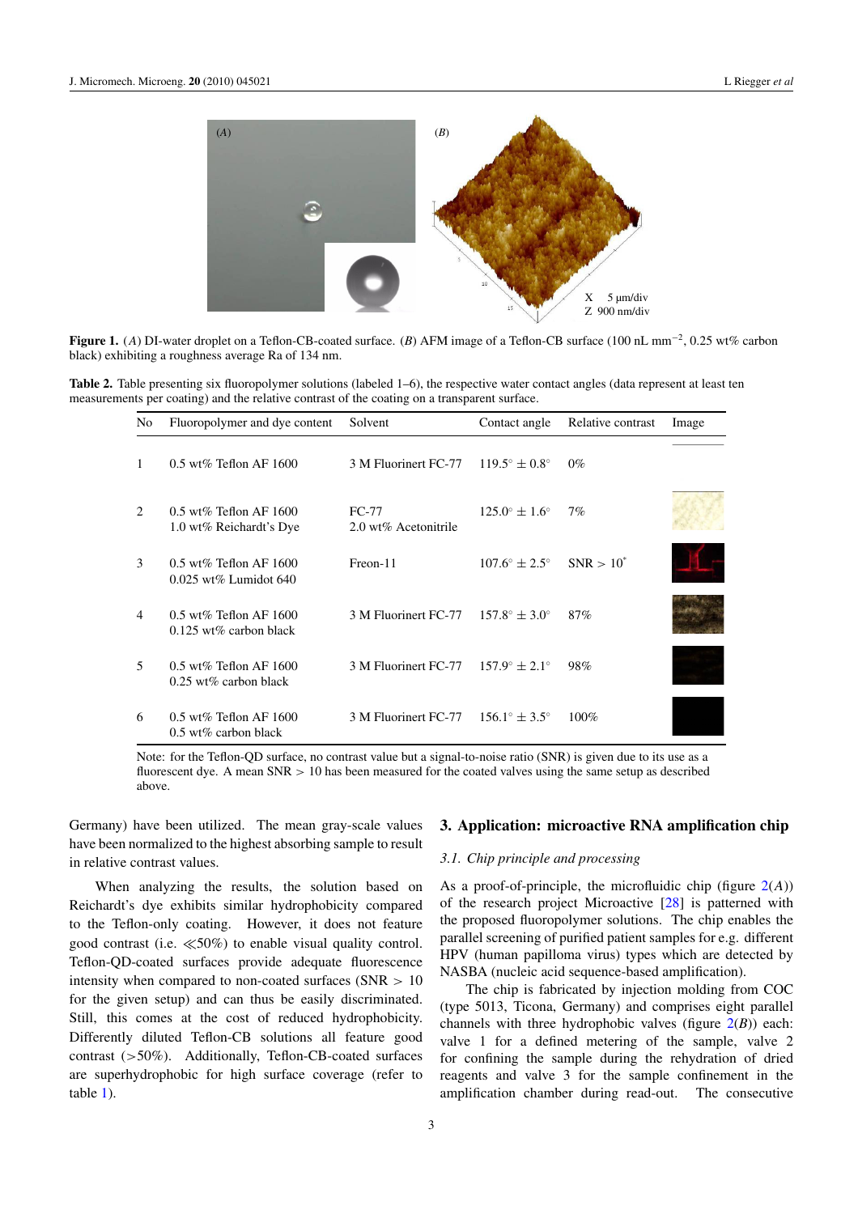**Figure 1.** (*A*) DI-water droplet on a Teflon-CB-coated surface. (*B*) AFM image of a Teflon-CB surface (100 nL mm$^{-2}$, 0.25 wt% carbon black) exhibiting a roughness average Ra of 134 nm.

**Table 2.** Table presenting six fluoropolymer solutions (labeled 1–6), the respective water contact angles (data represent at least ten measurements per coating) and the relative contrast of the coating on a transparent surface.

| No | Fluoropolymer and dye content | Solvent | Contact angle | Relative contrast | Image |
|---|---|---|---|---|---|
| 1 | 0.5 wt% Teflon AF 1600 | 3 M Fluorinert FC-77 | $119.5° \pm 0.8°$ | 0% | |
| 2 | 0.5 wt% Teflon AF 1600<br>1.0 wt% Reichardt's Dye | FC-77<br>2.0 wt% Acetonitrile | $125.0° \pm 1.6°$ | 7% | |
| 3 | 0.5 wt% Teflon AF 1600<br>0.025 wt% Lumidot 640 | Freon-11 | $107.6° \pm 2.5°$ | SNR > 10* | |
| 4 | 0.5 wt% Teflon AF 1600<br>0.125 wt% carbon black | 3 M Fluorinert FC-77 | $157.8° \pm 3.0°$ | 87% | |
| 5 | 0.5 wt% Teflon AF 1600<br>0.25 wt% carbon black | 3 M Fluorinert FC-77 | $157.9° \pm 2.1°$ | 98% | |
| 6 | 0.5 wt% Teflon AF 1600<br>0.5 wt% carbon black | 3 M Fluorinert FC-77 | $156.1° \pm 3.5°$ | 100% | |

Note: for the Teflon-QD surface, no contrast value but a signal-to-noise ratio (SNR) is given due to its use as a fluorescent dye. A mean SNR > 10 has been measured for the coated valves using the same setup as described above.

Germany) have been utilized. The mean gray-scale values have been normalized to the highest absorbing sample to result in relative contrast values.

When analyzing the results, the solution based on Reichardt's dye exhibits similar hydrophobicity compared to the Teflon-only coating. However, it does not feature good contrast (i.e. ≪50%) to enable visual quality control. Teflon-QD-coated surfaces provide adequate fluorescence intensity when compared to non-coated surfaces (SNR > 10 for the given setup) and can thus be easily discriminated. Still, this comes at the cost of reduced hydrophobicity. Differently diluted Teflon-CB solutions all feature good contrast (>50%). Additionally, Teflon-CB-coated surfaces are superhydrophobic for high surface coverage (refer to table 1).

## 3. Application: microactive RNA amplification chip

### 3.1. Chip principle and processing

As a proof-of-principle, the microfluidic chip (figure 2(*A*)) of the research project Microactive [28] is patterned with the proposed fluoropolymer solutions. The chip enables the parallel screening of purified patient samples for e.g. different HPV (human papilloma virus) types which are detected by NASBA (nucleic acid sequence-based amplification).

The chip is fabricated by injection molding from COC (type 5013, Ticona, Germany) and comprises eight parallel channels with three hydrophobic valves (figure 2(*B*)) each: valve 1 for a defined metering of the sample, valve 2 for confining the sample during the rehydration of dried reagents and valve 3 for the sample confinement in the amplification chamber during read-out. The consecutive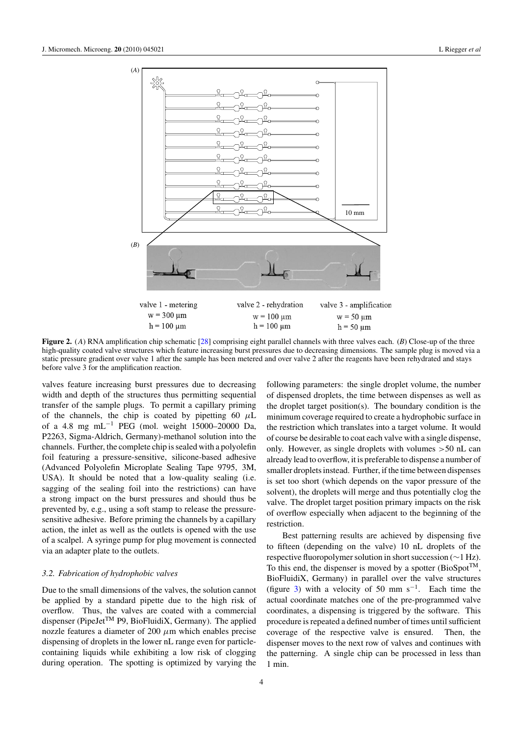**Figure 2.** (*A*) RNA amplification chip schematic [28] comprising eight parallel channels with three valves each. (*B*) Close-up of the three high-quality coated valve structures which feature increasing burst pressures due to decreasing dimensions. The sample plug is moved via a static pressure gradient over valve 1 after the sample has been metered and over valve 2 after the reagents have been rehydrated and stays before valve 3 for the amplification reaction.

valves feature increasing burst pressures due to decreasing width and depth of the structures thus permitting sequential transfer of the sample plugs. To permit a capillary priming of the channels, the chip is coated by pipetting 60 $\mu$L of a 4.8 mg mL$^{-1}$ PEG (mol. weight 15000–20000 Da, P2263, Sigma-Aldrich, Germany)-methanol solution into the channels. Further, the complete chip is sealed with a polyolefin foil featuring a pressure-sensitive, silicone-based adhesive (Advanced Polyolefin Microplate Sealing Tape 9795, 3M, USA). It should be noted that a low-quality sealing (i.e. sagging of the sealing foil into the restrictions) can have a strong impact on the burst pressures and should thus be prevented by, e.g., using a soft stamp to release the pressure-sensitive adhesive. Before priming the channels by a capillary action, the inlet as well as the outlets is opened with the use of a scalpel. A syringe pump for plug movement is connected via an adapter plate to the outlets.

### *3.2. Fabrication of hydrophobic valves*

Due to the small dimensions of the valves, the solution cannot be applied by a standard pipette due to the high risk of overflow. Thus, the valves are coated with a commercial dispenser (PipeJet™ P9, BioFluidiX, Germany). The applied nozzle features a diameter of 200 $\mu$m which enables precise dispensing of droplets in the lower nL range even for particle-containing liquids while exhibiting a low risk of clogging during operation. The spotting is optimized by varying the following parameters: the single droplet volume, the number of dispensed droplets, the time between dispenses as well as the droplet target position(s). The boundary condition is the minimum coverage required to create a hydrophobic surface in the restriction which translates into a target volume. It would of course be desirable to coat each valve with a single dispense, only. However, as single droplets with volumes >50 nL can already lead to overflow, it is preferable to dispense a number of smaller droplets instead. Further, if the time between dispenses is set too short (which depends on the vapor pressure of the solvent), the droplets will merge and thus potentially clog the valve. The droplet target position primary impacts on the risk of overflow especially when adjacent to the beginning of the restriction.

Best patterning results are achieved by dispensing five to fifteen (depending on the valve) 10 nL droplets of the respective fluoropolymer solution in short succession (~1 Hz). To this end, the dispenser is moved by a spotter (BioSpot™, BioFluidiX, Germany) in parallel over the valve structures (figure 3) with a velocity of 50 mm s$^{-1}$. Each time the actual coordinate matches one of the pre-programmed valve coordinates, a dispensing is triggered by the software. This procedure is repeated a defined number of times until sufficient coverage of the respective valve is ensured. Then, the dispenser moves to the next row of valves and continues with the patterning. A single chip can be processed in less than 1 min.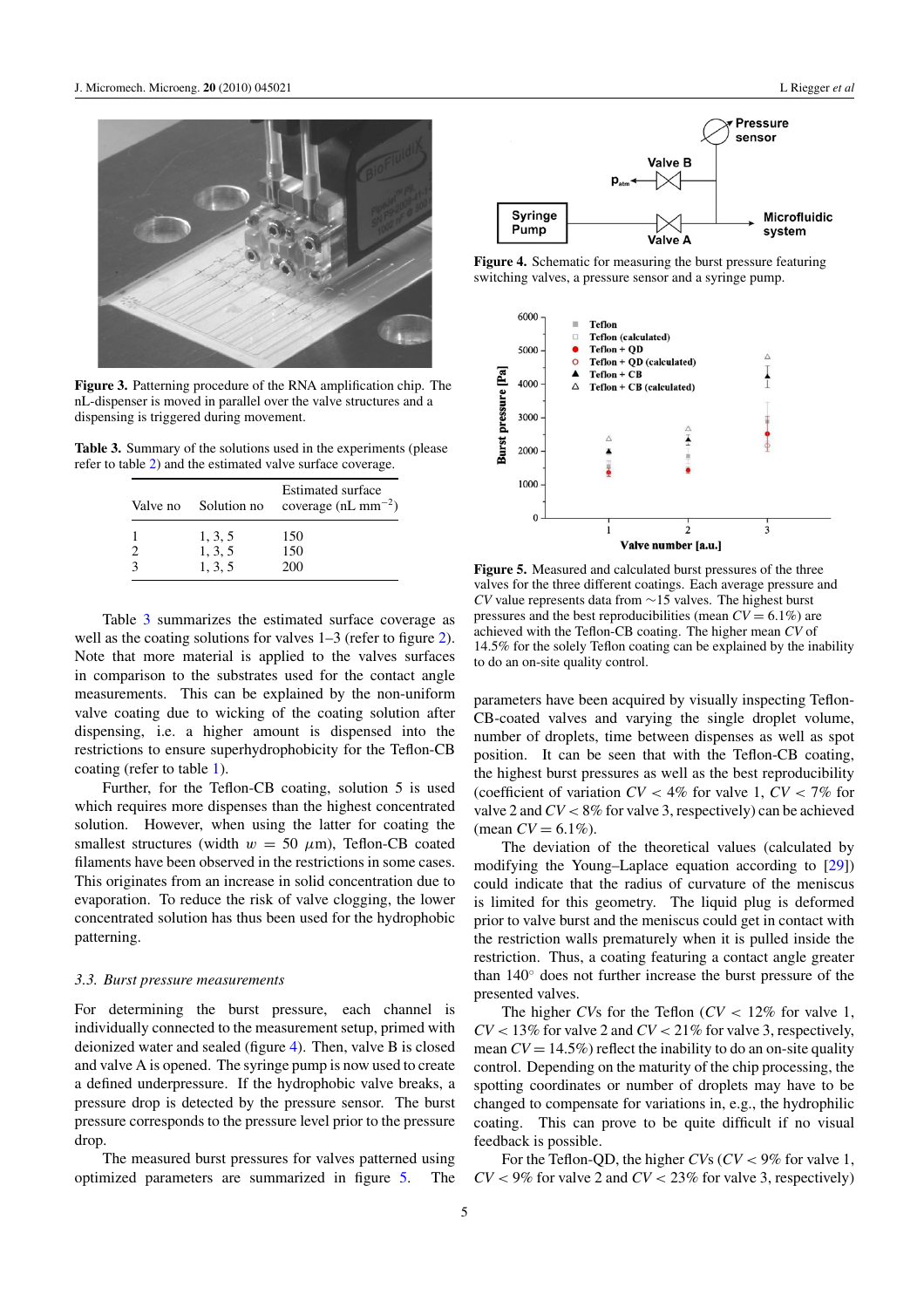**Figure 3.** Patterning procedure of the RNA amplification chip. The nL-dispenser is moved in parallel over the valve structures and a dispensing is triggered during movement.

**Table 3.** Summary of the solutions used in the experiments (please refer to table 2) and the estimated valve surface coverage.

| Valve no | Solution no | Estimated surface coverage (nL mm$^{-2}$) |
|---|---|---|
| 1 | 1, 3, 5 | 150 |
| 2 | 1, 3, 5 | 150 |
| 3 | 1, 3, 5 | 200 |

Table 3 summarizes the estimated surface coverage as well as the coating solutions for valves 1–3 (refer to figure 2). Note that more material is applied to the valves surfaces in comparison to the substrates used for the contact angle measurements. This can be explained by the non-uniform valve coating due to wicking of the coating solution after dispensing, i.e. a higher amount is dispensed into the restrictions to ensure superhydrophobicity for the Teflon-CB coating (refer to table 1).

Further, for the Teflon-CB coating, solution 5 is used which requires more dispenses than the highest concentrated solution. However, when using the latter for coating the smallest structures (width $w = 50$ $\mu$m), Teflon-CB coated filaments have been observed in the restrictions in some cases. This originates from an increase in solid concentration due to evaporation. To reduce the risk of valve clogging, the lower concentrated solution has thus been used for the hydrophobic patterning.

### 3.3. Burst pressure measurements

For determining the burst pressure, each channel is individually connected to the measurement setup, primed with deionized water and sealed (figure 4). Then, valve B is closed and valve A is opened. The syringe pump is now used to create a defined underpressure. If the hydrophobic valve breaks, a pressure drop is detected by the pressure sensor. The burst pressure corresponds to the pressure level prior to the pressure drop.

The measured burst pressures for valves patterned using optimized parameters are summarized in figure 5. The parameters have been acquired by visually inspecting Teflon-CB-coated valves and varying the single droplet volume, number of droplets, time between dispenses as well as spot position. It can be seen that with the Teflon-CB coating, the highest burst pressures as well as the best reproducibility (coefficient of variation $CV < 4\%$ for valve 1, $CV < 7\%$ for valve 2 and $CV < 8\%$ for valve 3, respectively) can be achieved (mean $CV = 6.1\%$).

**Figure 4.** Schematic for measuring the burst pressure featuring switching valves, a pressure sensor and a syringe pump.

**Figure 5.** Measured and calculated burst pressures of the three valves for the three different coatings. Each average pressure and $CV$ value represents data from ~15 valves. The highest burst pressures and the best reproducibilities (mean $CV = 6.1\%$) are achieved with the Teflon-CB coating. The higher mean $CV$ of 14.5% for the solely Teflon coating can be explained by the inability to do an on-site quality control.

The deviation of the theoretical values (calculated by modifying the Young–Laplace equation according to [29]) could indicate that the radius of curvature of the meniscus is limited for this geometry. The liquid plug is deformed prior to valve burst and the meniscus could get in contact with the restriction walls prematurely when it is pulled inside the restriction. Thus, a coating featuring a contact angle greater than 140° does not further increase the burst pressure of the presented valves.

The higher $CV$s for the Teflon ($CV < 12\%$ for valve 1, $CV < 13\%$ for valve 2 and $CV < 21\%$ for valve 3, respectively, mean $CV = 14.5\%$) reflect the inability to do an on-site quality control. Depending on the maturity of the chip processing, the spotting coordinates or number of droplets may have to be changed to compensate for variations in, e.g., the hydrophilic coating. This can prove to be quite difficult if no visual feedback is possible.

For the Teflon-QD, the higher $CV$s ($CV < 9\%$ for valve 1, $CV < 9\%$ for valve 2 and $CV < 23\%$ for valve 3, respectively)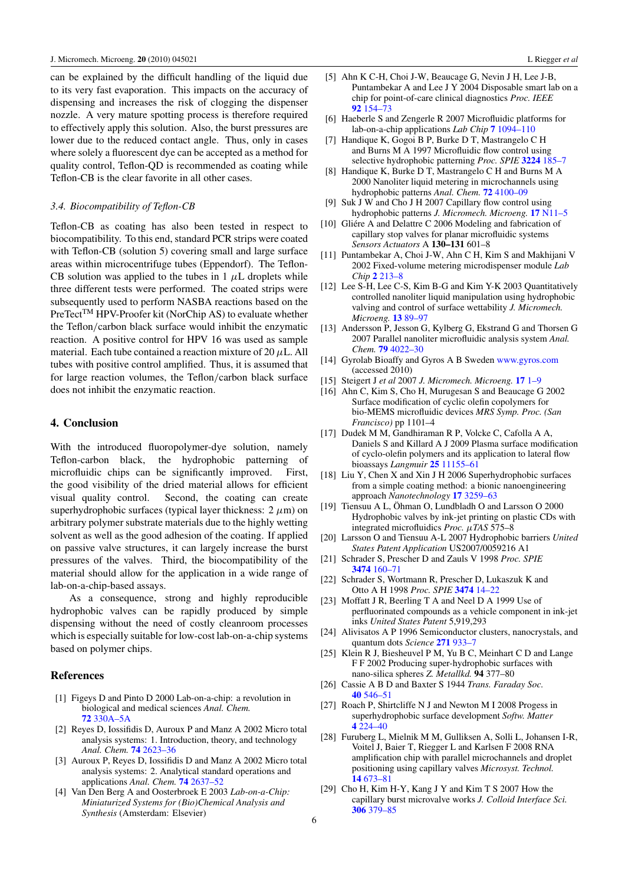can be explained by the difficult handling of the liquid due to its very fast evaporation. This impacts on the accuracy of dispensing and increases the risk of clogging the dispenser nozzle. A very mature spotting process is therefore required to effectively apply this solution. Also, the burst pressures are lower due to the reduced contact angle. Thus, only in cases where solely a fluorescent dye can be accepted as a method for quality control, Teflon-QD is recommended as coating while Teflon-CB is the clear favorite in all other cases.

### *3.4. Biocompatibility of Teflon-CB*

Teflon-CB as coating has also been tested in respect to biocompatibility. To this end, standard PCR strips were coated with Teflon-CB (solution 5) covering small and large surface areas within microcentrifuge tubes (Eppendorf). The Teflon-CB solution was applied to the tubes in 1 $\mu$L droplets while three different tests were performed. The coated strips were subsequently used to perform NASBA reactions based on the PreTect™ HPV-Proofer kit (NorChip AS) to evaluate whether the Teflon/carbon black surface would inhibit the enzymatic reaction. A positive control for HPV 16 was used as sample material. Each tube contained a reaction mixture of 20 $\mu$L. All tubes with positive control amplified. Thus, it is assumed that for large reaction volumes, the Teflon/carbon black surface does not inhibit the enzymatic reaction.

## 4. Conclusion

With the introduced fluoropolymer-dye solution, namely Teflon-carbon black, the hydrophobic patterning of microfluidic chips can be significantly improved. First, the good visibility of the dried material allows for efficient visual quality control. Second, the coating can create superhydrophobic surfaces (typical layer thickness: 2 $\mu$m) on arbitrary polymer substrate materials due to the highly wetting solvent as well as the good adhesion of the coating. If applied on passive valve structures, it can largely increase the burst pressures of the valves. Third, the biocompatibility of the material should allow for the application in a wide range of lab-on-a-chip-based assays.

As a consequence, strong and highly reproducible hydrophobic valves can be rapidly produced by simple dispensing without the need of costly cleanroom processes which is especially suitable for low-cost lab-on-a-chip systems based on polymer chips.

## References

[1] Figeys D and Pinto D 2000 Lab-on-a-chip: a revolution in biological and medical sciences *Anal. Chem.* **72** 330A–5A

[2] Reyes D, Iossifidis D, Auroux P and Manz A 2002 Micro total analysis systems: 1. Introduction, theory, and technology *Anal. Chem.* **74** 2623–36

[3] Auroux P, Reyes D, Iossifidis D and Manz A 2002 Micro total analysis systems: 2. Analytical standard operations and applications *Anal. Chem.* **74** 2637–52

[4] Van Den Berg A and Oosterbroek E 2003 *Lab-on-a-Chip: Miniaturized Systems for (Bio)Chemical Analysis and Synthesis* (Amsterdam: Elsevier)

[5] Ahn K C-H, Choi J-W, Beaucage G, Nevin J H, Lee J-B, Puntambekar A and Lee J Y 2004 Disposable smart lab on a chip for point-of-care clinical diagnostics *Proc. IEEE* **92** 154–73

[6] Haeberle S and Zengerle R 2007 Microfluidic platforms for lab-on-a-chip applications *Lab Chip* **7** 1094–110

[7] Handique K, Gogoi B P, Burke D T, Mastrangelo C H and Burns M A 1997 Microfluidic flow control using selective hydrophobic patterning *Proc. SPIE* **3224** 185–7

[8] Handique K, Burke D T, Mastrangelo C H and Burns M A 2000 Nanoliter liquid metering in microchannels using hydrophobic patterns *Anal. Chem.* **72** 4100–09

[9] Suk J W and Cho J H 2007 Capillary flow control using hydrophobic patterns *J. Micromech. Microeng.* **17** N11–5

[10] Gliére A and Delattre C 2006 Modeling and fabrication of capillary stop valves for planar microfluidic systems *Sensors Actuators* A **130–131** 601–8

[11] Puntambekar A, Choi J-W, Ahn C H, Kim S and Makhijani V 2002 Fixed-volume metering microdispenser module *Lab Chip* **2** 213–8

[12] Lee S-H, Lee C-S, Kim B-G and Kim Y-K 2003 Quantitatively controlled nanoliter liquid manipulation using hydrophobic valving and control of surface wettability *J. Micromech. Microeng.* **13** 89–97

[13] Andersson P, Jesson G, Kylberg G, Ekstrand G and Thorsen G 2007 Parallel nanoliter microfluidic analysis system *Anal. Chem.* **79** 4022–30

[14] Gyrolab Bioaffy and Gyros A B Sweden www.gyros.com (accessed 2010)

[15] Steigert J *et al* 2007 *J. Micromech. Microeng.* **17** 1–9

[16] Ahn C, Kim S, Cho H, Murugesan S and Beaucage G 2002 Surface modification of cyclic olefin copolymers for bio-MEMS microfluidic devices *MRS Symp. Proc. (San Francisco)* pp 1101–4

[17] Dudek M M, Gandhiraman R P, Volcke C, Cafolla A A, Daniels S and Killard A J 2009 Plasma surface modification of cyclo-olefin polymers and its application to lateral flow bioassays *Langmuir* **25** 11155–61

[18] Liu Y, Chen X and Xin J H 2006 Superhydrophobic surfaces from a simple coating method: a bionic nanoengineering approach *Nanotechnology* **17** 3259–63

[19] Tiensuu A L, Öhman O, Lundbladh O and Larsson O 2000 Hydrophobic valves by ink-jet printing on plastic CDs with integrated microfluidics *Proc. µTAS* 575–8

[20] Larsson O and Tiensuu A-L 2007 Hydrophobic barriers *United States Patent Application* US2007/0059216 A1

[21] Schrader S, Prescher D and Zauls V 1998 *Proc. SPIE* **3474** 160–71

[22] Schrader S, Wortmann R, Prescher D, Lukaszuk K and Otto A H 1998 *Proc. SPIE* **3474** 14–22

[23] Moffatt J R, Beerling T A and Neel D A 1999 Use of perfluorinated compounds as a vehicle component in ink-jet inks *United States Patent* 5,919,293

[24] Alivisatos A P 1996 Semiconductor clusters, nanocrystals, and quantum dots *Science* **271** 933–7

[25] Klein R J, Biesheuvel P M, Yu B C, Meinhart C D and Lange F F 2002 Producing super-hydrophobic surfaces with nano-silica spheres *Z. Metallkd.* **94** 377–80

[26] Cassie A B D and Baxter S 1944 *Trans. Faraday Soc.* **40** 546–51

[27] Roach P, Shirtcliffe N J and Newton M I 2008 Progess in superhydrophobic surface development *Softw. Matter* **4** 224–40

[28] Furuberg L, Mielnik M M, Gulliksen A, Solli L, Johansen I-R, Voitel J, Baier T, Riegger L and Karlsen F 2008 RNA amplification chip with parallel microchannels and droplet positioning using capillary valves *Microsyst. Technol.* **14** 673–81

[29] Cho H, Kim H-Y, Kang J Y and Kim T S 2007 How the capillary burst microvalve works *J. Colloid Interface Sci.* **306** 379–85